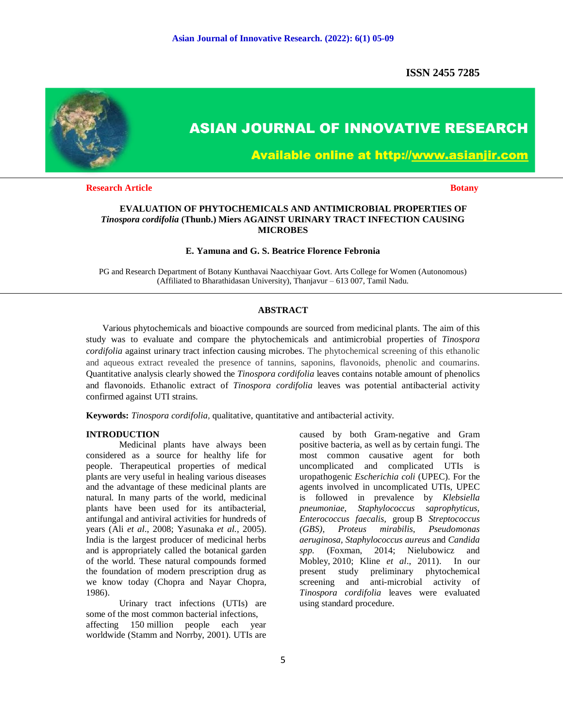**ISSN 2455 7285**

# ASIAN JOURNAL OF INNOVATIVE RESEARCH

**Available online at http://www.asianjir.com**

**Research Article** **Botany**

## EVALUATION OF PHYTOCHEMICALS AND ANTIMICROBIAL PROPERTIES OF *Tinospora cordifolia* (Thunb.) Miers AGAINST URINARY TRACT INFECTION CAUSING MICROBES

**E. Yamuna and G. S. Beatrice Florence Febronia**

PG and Research Department of Botany Kunthavai Naacchiyaar Govt. Arts College for Women (Autonomous) (Affiliated to Bharathidasan University), Thanjavur – 613 007, Tamil Nadu.

### ABSTRACT

Various phytochemicals and bioactive compounds are sourced from medicinal plants. The aim of this study was to evaluate and compare the phytochemicals and antimicrobial properties of *Tinospora cordifolia* against urinary tract infection causing microbes. The phytochemical screening of this ethanolic and aqueous extract revealed the presence of tannins, saponins, flavonoids, phenolic and coumarins. Quantitative analysis clearly showed the *Tinospora cordifolia* leaves contains notable amount of phenolics and flavonoids. Ethanolic extract of *Tinospora cordifolia* leaves was potential antibacterial activity confirmed against UTI strains.

**Keywords:** *Tinospora cordifolia,* qualitative, quantitative and antibacterial activity.

### INTRODUCTION

Medicinal plants have always been considered as a source for healthy life for people. Therapeutical properties of medical plants are very useful in healing various diseases and the advantage of these medicinal plants are natural. In many parts of the world, medicinal plants have been used for its antibacterial, antifungal and antiviral activities for hundreds of years (Ali *et al*., 2008; Yasunaka *et al.*, 2005). India is the largest producer of medicinal herbs and is appropriately called the botanical garden of the world. These natural compounds formed the foundation of modern prescription drug as we know today (Chopra and Nayar Chopra, 1986).

Urinary tract infections (UTIs) are some of the most common bacterial infections, affecting 150 million people each year worldwide (Stamm and Norrby, 2001). UTIs are caused by both Gram-negative and Gram positive bacteria, as well as by certain fungi. The most common causative agent for both uncomplicated and complicated UTIs is uropathogenic *Escherichia coli* (UPEC). For the agents involved in uncomplicated UTIs, UPEC is followed in prevalence by *Klebsiella pneumoniae, Staphylococcus saprophyticus, Enterococcus faecalis,* group B *Streptococcus (GBS), Proteus mirabilis, Pseudomonas aeruginosa, Staphylococcus aureus* and *Candida spp.* (Foxman, 2014; Nielubowicz and Mobley, 2010; Kline *et al*., 2011). In our present study preliminary phytochemical screening and anti-microbial activity of *Tinospora cordifolia* leaves were evaluated using standard procedure.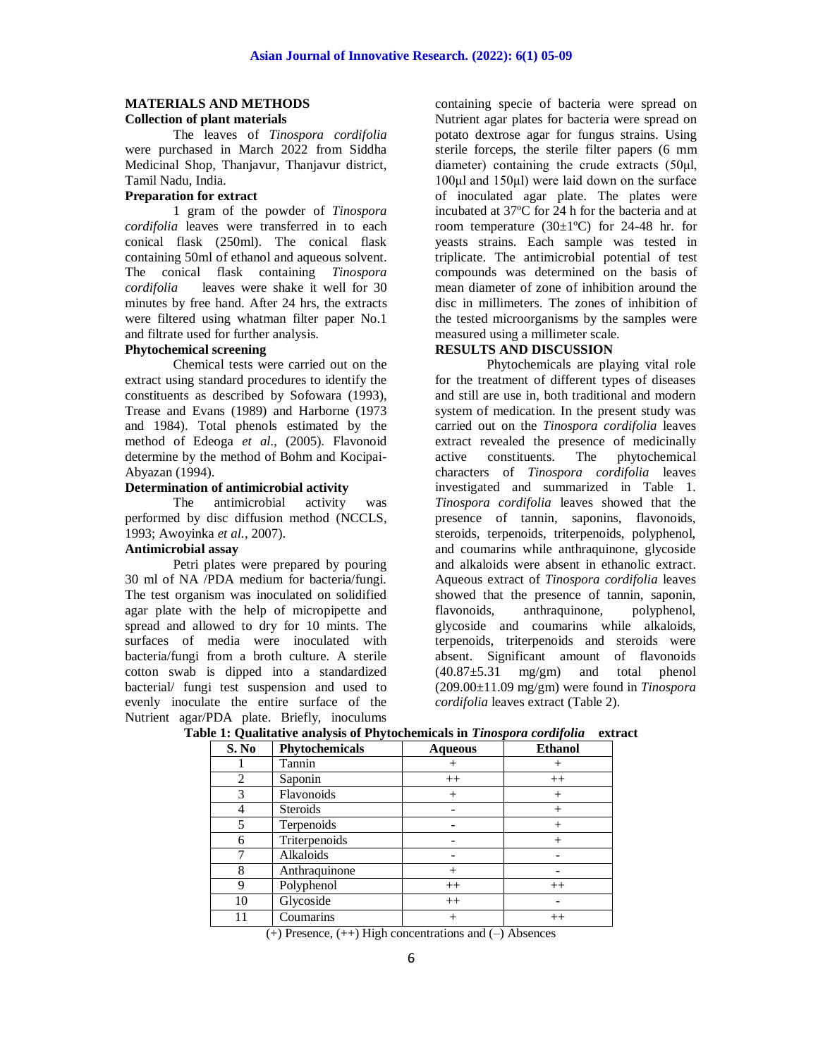## MATERIALS AND METHODS

### Collection of plant materials

The leaves of *Tinospora cordifolia* were purchased in March 2022 from Siddha Medicinal Shop, Thanjavur, Thanjavur district, Tamil Nadu, India.

### Preparation for extract

1 gram of the powder of *Tinospora cordifolia* leaves were transferred in to each conical flask (250ml). The conical flask containing 50ml of ethanol and aqueous solvent. The conical flask containing *Tinospora cordifolia* leaves were shake it well for 30 minutes by free hand. After 24 hrs, the extracts were filtered using whatman filter paper No.1 and filtrate used for further analysis.

### Phytochemical screening

Chemical tests were carried out on the extract using standard procedures to identify the constituents as described by Sofowara (1993), Trease and Evans (1989) and Harborne (1973 and 1984). Total phenols estimated by the method of Edeoga *et al.*, (2005). Flavonoid determine by the method of Bohm and Kocipai-Abyazan (1994).

### Determination of antimicrobial activity

The antimicrobial activity was performed by disc diffusion method (NCCLS, 1993; Awoyinka *et al.,* 2007).

### Antimicrobial assay

Petri plates were prepared by pouring 30 ml of NA /PDA medium for bacteria/fungi. The test organism was inoculated on solidified agar plate with the help of micropipette and spread and allowed to dry for 10 mints. The surfaces of media were inoculated with bacteria/fungi from a broth culture. A sterile cotton swab is dipped into a standardized bacterial/ fungi test suspension and used to evenly inoculate the entire surface of the Nutrient agar/PDA plate. Briefly, inoculums containing specie of bacteria were spread on Nutrient agar plates for bacteria were spread on potato dextrose agar for fungus strains. Using sterile forceps, the sterile filter papers (6 mm diameter) containing the crude extracts (50µl, 100µl and 150µl) were laid down on the surface of inoculated agar plate. The plates were incubated at 37ºC for 24 h for the bacteria and at room temperature (30±1ºC) for 24-48 hr. for yeasts strains. Each sample was tested in triplicate. The antimicrobial potential of test compounds was determined on the basis of mean diameter of zone of inhibition around the disc in millimeters. The zones of inhibition of the tested microorganisms by the samples were measured using a millimeter scale.

## RESULTS AND DISCUSSION

Phytochemicals are playing vital role for the treatment of different types of diseases and still are use in, both traditional and modern system of medication. In the present study was carried out on the *Tinospora cordifolia* leaves extract revealed the presence of medicinally active constituents. The phytochemical characters of *Tinospora cordifolia* leaves investigated and summarized in Table 1. *Tinospora cordifolia* leaves showed that the presence of tannin, saponins, flavonoids, steroids, terpenoids, triterpenoids, polyphenol, and coumarins while anthraquinone, glycoside and alkaloids were absent in ethanolic extract. Aqueous extract of *Tinospora cordifolia* leaves showed that the presence of tannin, saponin, flavonoids, anthraquinone, polyphenol, glycoside and coumarins while alkaloids, terpenoids, triterpenoids and steroids were absent. Significant amount of flavonoids (40.87±5.31 mg/gm) and total phenol (209.00±11.09 mg/gm) were found in *Tinospora cordifolia* leaves extract (Table 2).

**Table 1: Qualitative analysis of Phytochemicals in *Tinospora cordifolia* extract**

| S. No | Phytochemicals | Aqueous | Ethanol |
|---|---|---|---|
| 1 | Tannin | + | + |
| 2 | Saponin | ++ | ++ |
| 3 | Flavonoids | + | + |
| 4 | Steroids | - | + |
| 5 | Terpenoids | - | + |
| 6 | Triterpenoids | - | + |
| 7 | Alkaloids | - | - |
| 8 | Anthraquinone | + | - |
| 9 | Polyphenol | ++ | ++ |
| 10 | Glycoside | ++ | - |
| 11 | Coumarins | + | ++ |

(+) Presence, (++) High concentrations and (–) Absences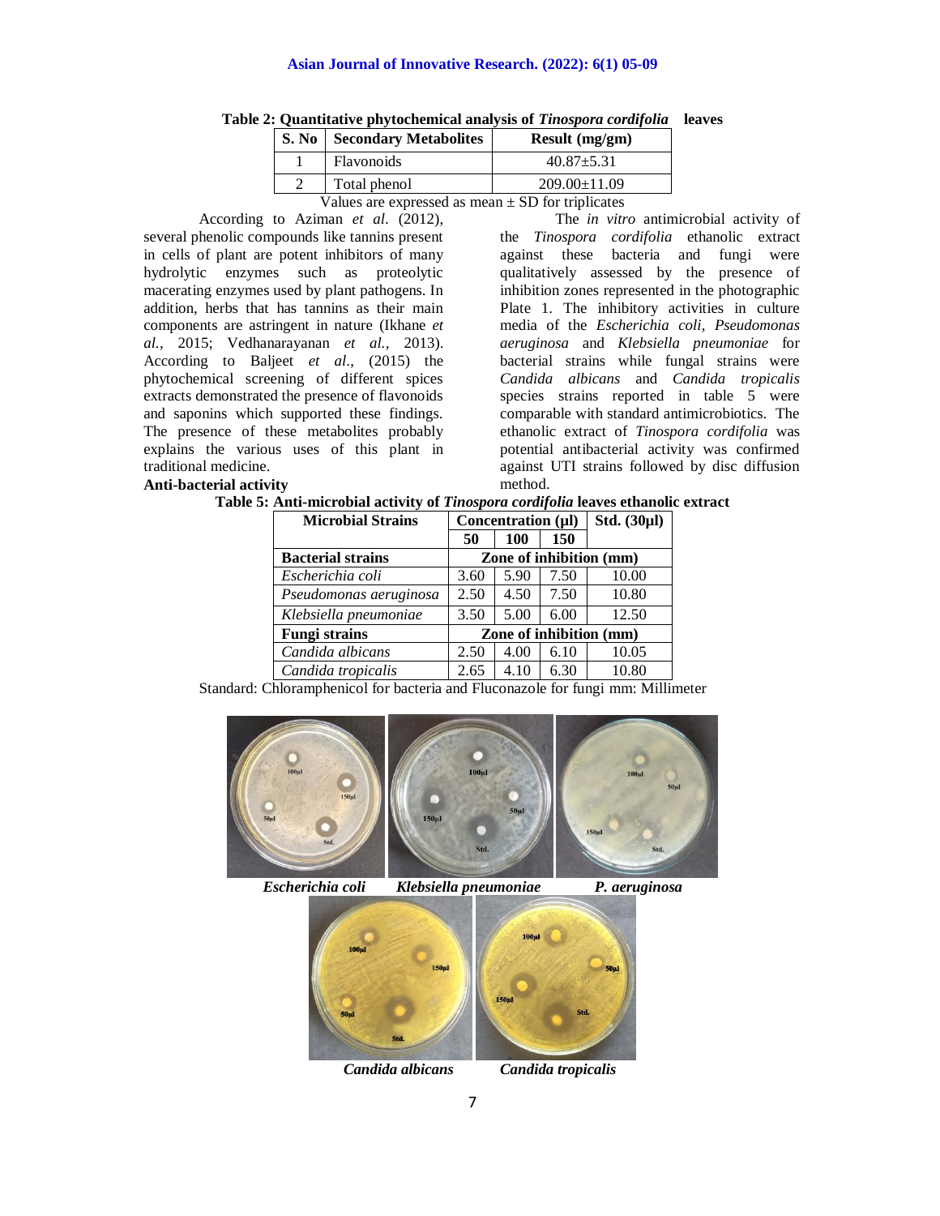**Table 2: Quantitative phytochemical analysis of *Tinospora cordifolia* leaves**

| S. No | Secondary Metabolites | Result (mg/gm) |
|---|---|---|
| 1 | Flavonoids | 40.87±5.31 |
| 2 | Total phenol | 209.00±11.09 |

Values are expressed as mean ± SD for triplicates

According to Aziman *et al*. (2012), several phenolic compounds like tannins present in cells of plant are potent inhibitors of many hydrolytic enzymes such as proteolytic macerating enzymes used by plant pathogens. In addition, herbs that has tannins as their main components are astringent in nature (Ikhane *et al.*, 2015; Vedhanarayanan *et al.*, 2013). According to Baljeet *et al*., (2015) the phytochemical screening of different spices extracts demonstrated the presence of flavonoids and saponins which supported these findings. The presence of these metabolites probably explains the various uses of this plant in traditional medicine.

**Anti-bacterial activity**

The *in vitro* antimicrobial activity of the *Tinospora cordifolia* ethanolic extract against these bacteria and fungi were qualitatively assessed by the presence of inhibition zones represented in the photographic Plate 1. The inhibitory activities in culture media of the *Escherichia coli*, *Pseudomonas aeruginosa* and *Klebsiella pneumoniae* for bacterial strains while fungal strains were *Candida albicans* and *Candida tropicalis* species strains reported in table 5 were comparable with standard antimicrobiotics. The ethanolic extract of *Tinospora cordifolia* was potential antibacterial activity was confirmed against UTI strains followed by disc diffusion method.

**Table 5: Anti-microbial activity of *Tinospora cordifolia* leaves ethanolic extract**

| Microbial Strains | Concentration (µl) | | | Std. (30µl) |
|---|---|---|---|---|
| | 50 | 100 | 150 | |
| **Bacterial strains** | **Zone of inhibition (mm)** | | | |
| *Escherichia coli* | 3.60 | 5.90 | 7.50 | 10.00 |
| *Pseudomonas aeruginosa* | 2.50 | 4.50 | 7.50 | 10.80 |
| *Klebsiella pneumoniae* | 3.50 | 5.00 | 6.00 | 12.50 |
| **Fungi strains** | **Zone of inhibition (mm)** | | | |
| *Candida albicans* | 2.50 | 4.00 | 6.10 | 10.05 |
| *Candida tropicalis* | 2.65 | 4.10 | 6.30 | 10.80 |

Standard: Chloramphenicol for bacteria and Fluconazole for fungi mm: Millimeter

***Escherichia coli*** ***Klebsiella pneumoniae*** ***P. aeruginosa***

***Candida albicans*** ***Candida tropicalis***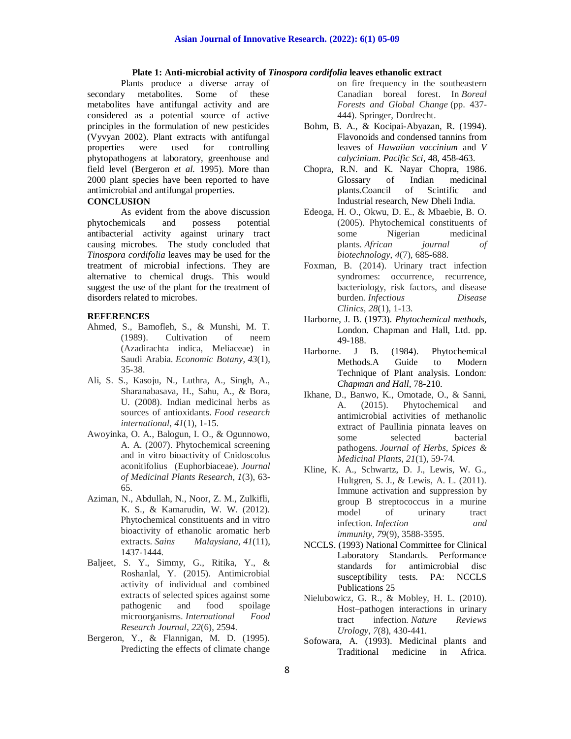**Plate 1: Anti-microbial activity of *Tinospora cordifolia* leaves ethanolic extract**

Plants produce a diverse array of secondary metabolites. Some of these metabolites have antifungal activity and are considered as a potential source of active principles in the formulation of new pesticides (Vyvyan 2002). Plant extracts with antifungal properties were used for controlling phytopathogens at laboratory, greenhouse and field level (Bergeron *et al.* 1995). More than 2000 plant species have been reported to have antimicrobial and antifungal properties.

## CONCLUSION

As evident from the above discussion phytochemicals and possess potential antibacterial activity against urinary tract causing microbes. The study concluded that *Tinospora cordifolia* leaves may be used for the treatment of microbial infections. They are alternative to chemical drugs. This would suggest the use of the plant for the treatment of disorders related to microbes.

## REFERENCES

- Ahmed, S., Bamofleh, S., & Munshi, M. T. (1989). Cultivation of neem (Azadirachta indica, Meliaceae) in Saudi Arabia. *Economic Botany*, *43*(1), 35-38.
- Ali, S. S., Kasoju, N., Luthra, A., Singh, A., Sharanabasava, H., Sahu, A., & Bora, U. (2008). Indian medicinal herbs as sources of antioxidants. *Food research international*, *41*(1), 1-15.
- Awoyinka, O. A., Balogun, I. O., & Ogunnowo, A. A. (2007). Phytochemical screening and in vitro bioactivity of Cnidoscolus aconitifolius (Euphorbiaceae). *Journal of Medicinal Plants Research*, *1*(3), 63-65.
- Aziman, N., Abdullah, N., Noor, Z. M., Zulkifli, K. S., & Kamarudin, W. W. (2012). Phytochemical constituents and in vitro bioactivity of ethanolic aromatic herb extracts. *Sains Malaysiana*, *41*(11), 1437-1444.
- Baljeet, S. Y., Simmy, G., Ritika, Y., & Roshanlal, Y. (2015). Antimicrobial activity of individual and combined extracts of selected spices against some pathogenic and food spoilage microorganisms. *International Food Research Journal*, *22*(6), 2594.
- Bergeron, Y., & Flannigan, M. D. (1995). Predicting the effects of climate change on fire frequency in the southeastern Canadian boreal forest. In *Boreal Forests and Global Change* (pp. 437-444). Springer, Dordrecht.
- Bohm, B. A., & Kocipai-Abyazan, R. (1994). Flavonoids and condensed tannins from leaves of *Hawaiian vaccinium* and *V calycinium*. *Pacific Sci*, 48, 458-463.
- Chopra, R.N. and K. Nayar Chopra, 1986. Glossary of Indian medicinal plants.Coancil of Scintific and Industrial research, New Dheli India.
- Edeoga, H. O., Okwu, D. E., & Mbaebie, B. O. (2005). Phytochemical constituents of some Nigerian medicinal plants. *African journal of biotechnology*, *4*(7), 685-688.
- Foxman, B. (2014). Urinary tract infection syndromes: occurrence, recurrence, bacteriology, risk factors, and disease burden. *Infectious Disease Clinics*, *28*(1), 1-13.
- Harborne, J. B. (1973). *Phytochemical methods*, London. Chapman and Hall, Ltd. pp. 49-188.
- Harborne. J B. (1984). Phytochemical Methods.A Guide to Modern Technique of Plant analysis. London: *Chapman and Hall*, 78-210.
- Ikhane, D., Banwo, K., Omotade, O., & Sanni, A. (2015). Phytochemical and antimicrobial activities of methanolic extract of Paullinia pinnata leaves on some selected bacterial pathogens. *Journal of Herbs, Spices & Medicinal Plants*, *21*(1), 59-74.
- Kline, K. A., Schwartz, D. J., Lewis, W. G., Hultgren, S. J., & Lewis, A. L. (2011). Immune activation and suppression by group B streptococcus in a murine model of urinary tract infection. *Infection and immunity*, *79*(9), 3588-3595.
- NCCLS. (1993) National Committee for Clinical Laboratory Standards. Performance standards for antimicrobial disc susceptibility tests. PA: NCCLS Publications 25
- Nielubowicz, G. R., & Mobley, H. L. (2010). Host–pathogen interactions in urinary tract infection. *Nature Reviews Urology*, *7*(8), 430-441.
- Sofowara, A. (1993). Medicinal plants and Traditional medicine in Africa.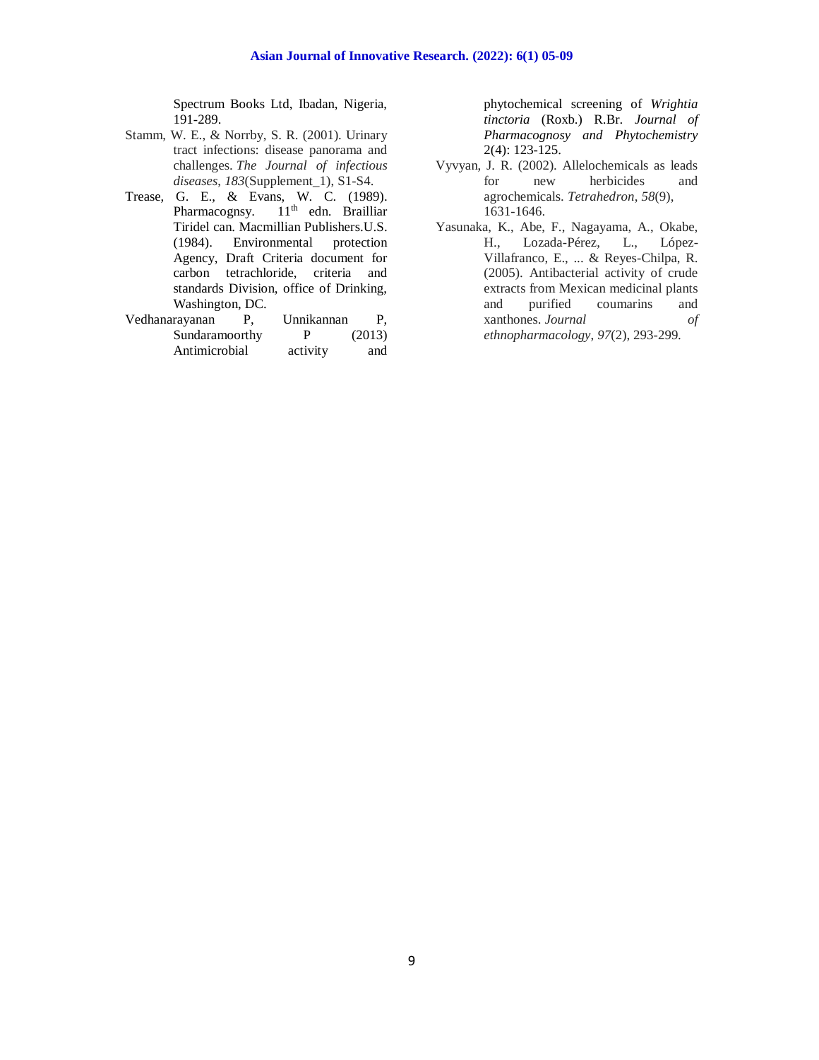Spectrum Books Ltd, Ibadan, Nigeria, 191-289.

Stamm, W. E., & Norrby, S. R. (2001). Urinary tract infections: disease panorama and challenges. *The Journal of infectious diseases*, *183*(Supplement_1), S1-S4.

Trease, G. E., & Evans, W. C. (1989). Pharmacognsy. 11th edn. Brailliar Tiridel can. Macmillian Publishers.U.S. (1984). Environmental protection Agency, Draft Criteria document for carbon tetrachloride, criteria and standards Division, office of Drinking, Washington, DC.

Vedhanarayanan P, Unnikannan P, Sundaramoorthy P (2013) Antimicrobial activity and phytochemical screening of *Wrightia tinctoria* (Roxb.) R.Br. *Journal of Pharmacognosy and Phytochemistry* 2(4): 123-125.

Vyvyan, J. R. (2002). Allelochemicals as leads for new herbicides and agrochemicals. *Tetrahedron*, *58*(9), 1631-1646.

Yasunaka, K., Abe, F., Nagayama, A., Okabe, H., Lozada-Pérez, L., López-Villafranco, E., ... & Reyes-Chilpa, R. (2005). Antibacterial activity of crude extracts from Mexican medicinal plants and purified coumarins and xanthones. *Journal of ethnopharmacology*, *97*(2), 293-299.